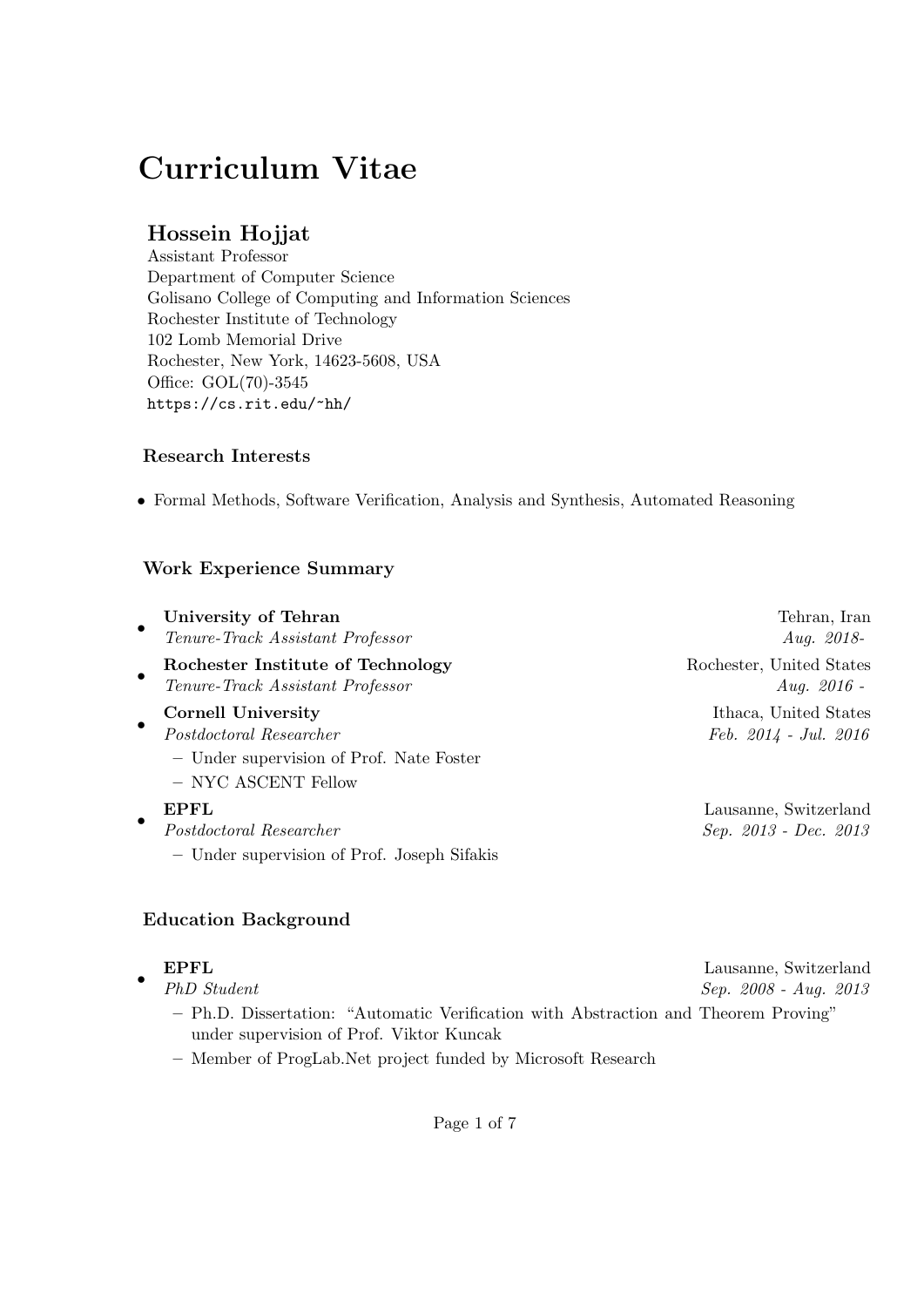# Curriculum Vitae

## Hossein Hojjat

Assistant Professor
Department of Computer Science
Golisano College of Computing and Information Sciences
Rochester Institute of Technology
102 Lomb Memorial Drive
Rochester, New York, 14623-5608, USA
Office: GOL(70)-3545
https://cs.rit.edu/~hh/

### Research Interests

- Formal Methods, Software Verification, Analysis and Synthesis, Automated Reasoning

### Work Experience Summary

- **University of Tehran** — Tehran, Iran
  *Tenure-Track Assistant Professor* — *Aug. 2018-*
- **Rochester Institute of Technology** — Rochester, United States
  *Tenure-Track Assistant Professor* — *Aug. 2016 -*
- **Cornell University** — Ithaca, United States
  *Postdoctoral Researcher* — *Feb. 2014 - Jul. 2016*
  - Under supervision of Prof. Nate Foster
  - NYC ASCENT Fellow
- **EPFL** — Lausanne, Switzerland
  *Postdoctoral Researcher* — *Sep. 2013 - Dec. 2013*
  - Under supervision of Prof. Joseph Sifakis

### Education Background

- **EPFL** — Lausanne, Switzerland
  *PhD Student* — *Sep. 2008 - Aug. 2013*
  - Ph.D. Dissertation: "Automatic Verification with Abstraction and Theorem Proving" under supervision of Prof. Viktor Kuncak
  - Member of ProgLab.Net project funded by Microsoft Research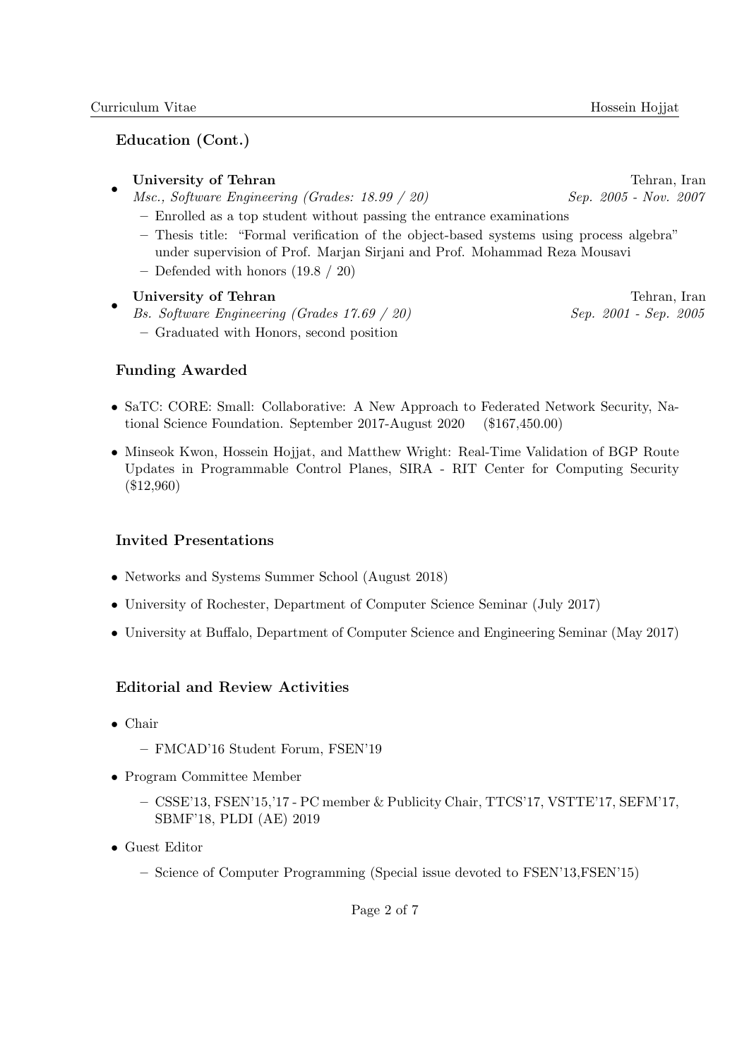## Education (Cont.)

- **University of Tehran** — Tehran, Iran
  *Msc., Software Engineering (Grades: 18.99 / 20)* — *Sep. 2005 - Nov. 2007*
  - Enrolled as a top student without passing the entrance examinations
  - Thesis title: "Formal verification of the object-based systems using process algebra" under supervision of Prof. Marjan Sirjani and Prof. Mohammad Reza Mousavi
  - Defended with honors (19.8 / 20)
- **University of Tehran** — Tehran, Iran
  *Bs. Software Engineering (Grades 17.69 / 20)* — *Sep. 2001 - Sep. 2005*
  - Graduated with Honors, second position

## Funding Awarded

- SaTC: CORE: Small: Collaborative: A New Approach to Federated Network Security, National Science Foundation. September 2017-August 2020 ($167,450.00)
- Minseok Kwon, Hossein Hojjat, and Matthew Wright: Real-Time Validation of BGP Route Updates in Programmable Control Planes, SIRA - RIT Center for Computing Security ($12,960)

## Invited Presentations

- Networks and Systems Summer School (August 2018)
- University of Rochester, Department of Computer Science Seminar (July 2017)
- University at Buffalo, Department of Computer Science and Engineering Seminar (May 2017)

## Editorial and Review Activities

- Chair
  - FMCAD'16 Student Forum, FSEN'19
- Program Committee Member
  - CSSE'13, FSEN'15,'17 - PC member & Publicity Chair, TTCS'17, VSTTE'17, SEFM'17, SBMF'18, PLDI (AE) 2019
- Guest Editor
  - Science of Computer Programming (Special issue devoted to FSEN'13,FSEN'15)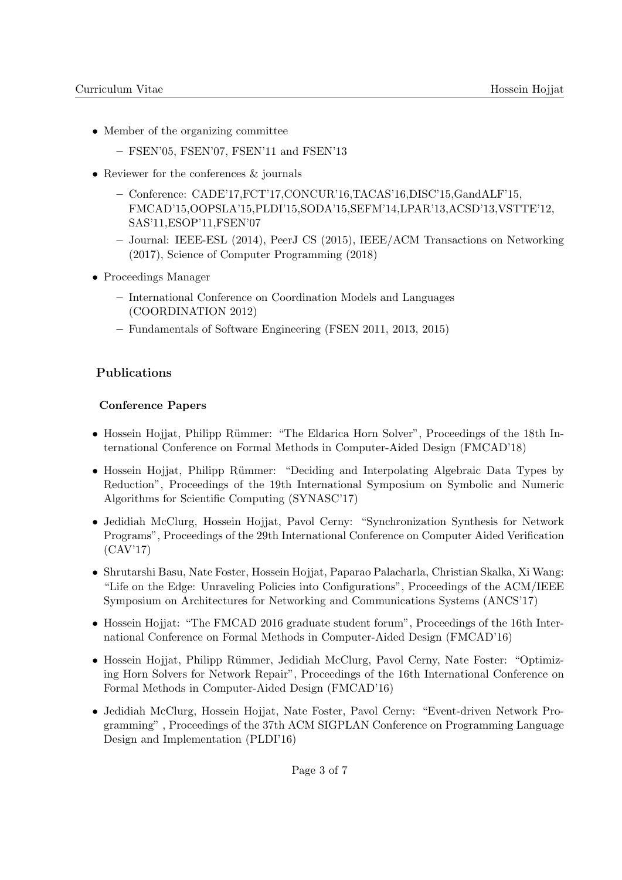- Member of the organizing committee
  - FSEN'05, FSEN'07, FSEN'11 and FSEN'13
- Reviewer for the conferences & journals
  - Conference: CADE'17,FCT'17,CONCUR'16,TACAS'16,DISC'15,GandALF'15, FMCAD'15,OOPSLA'15,PLDI'15,SODA'15,SEFM'14,LPAR'13,ACSD'13,VSTTE'12, SAS'11,ESOP'11,FSEN'07
  - Journal: IEEE-ESL (2014), PeerJ CS (2015), IEEE/ACM Transactions on Networking (2017), Science of Computer Programming (2018)
- Proceedings Manager
  - International Conference on Coordination Models and Languages (COORDINATION 2012)
  - Fundamentals of Software Engineering (FSEN 2011, 2013, 2015)

## Publications

### Conference Papers

- Hossein Hojjat, Philipp Rümmer: "The Eldarica Horn Solver", Proceedings of the 18th International Conference on Formal Methods in Computer-Aided Design (FMCAD'18)
- Hossein Hojjat, Philipp Rümmer: "Deciding and Interpolating Algebraic Data Types by Reduction", Proceedings of the 19th International Symposium on Symbolic and Numeric Algorithms for Scientific Computing (SYNASC'17)
- Jedidiah McClurg, Hossein Hojjat, Pavol Cerny: "Synchronization Synthesis for Network Programs", Proceedings of the 29th International Conference on Computer Aided Verification (CAV'17)
- Shrutarshi Basu, Nate Foster, Hossein Hojjat, Paparao Palacharla, Christian Skalka, Xi Wang: "Life on the Edge: Unraveling Policies into Configurations", Proceedings of the ACM/IEEE Symposium on Architectures for Networking and Communications Systems (ANCS'17)
- Hossein Hojjat: "The FMCAD 2016 graduate student forum", Proceedings of the 16th International Conference on Formal Methods in Computer-Aided Design (FMCAD'16)
- Hossein Hojjat, Philipp Rümmer, Jedidiah McClurg, Pavol Cerny, Nate Foster: "Optimizing Horn Solvers for Network Repair", Proceedings of the 16th International Conference on Formal Methods in Computer-Aided Design (FMCAD'16)
- Jedidiah McClurg, Hossein Hojjat, Nate Foster, Pavol Cerny: "Event-driven Network Programming" , Proceedings of the 37th ACM SIGPLAN Conference on Programming Language Design and Implementation (PLDI'16)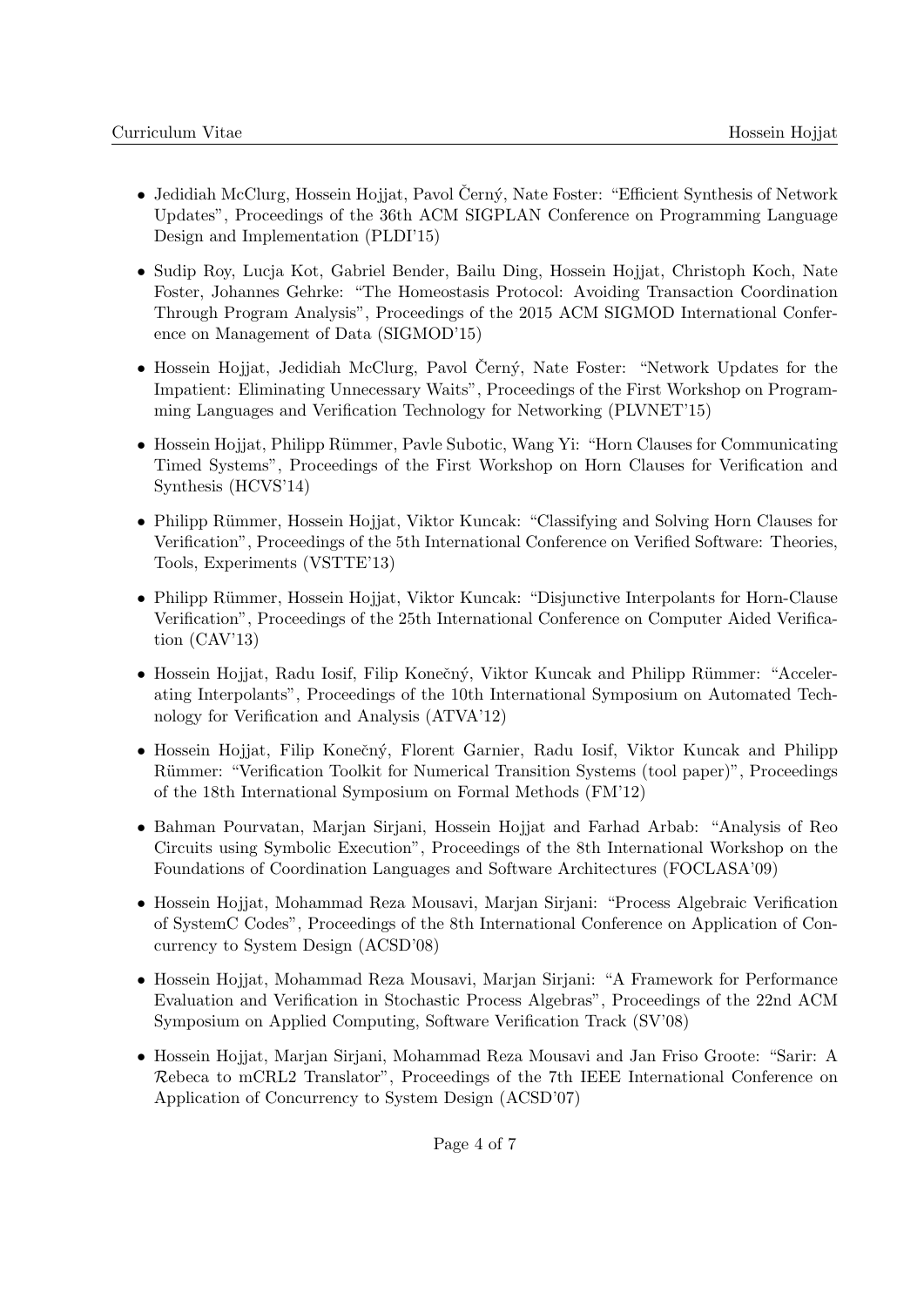- Jedidiah McClurg, Hossein Hojjat, Pavol Černý, Nate Foster: "Efficient Synthesis of Network Updates", Proceedings of the 36th ACM SIGPLAN Conference on Programming Language Design and Implementation (PLDI'15)
- Sudip Roy, Lucja Kot, Gabriel Bender, Bailu Ding, Hossein Hojjat, Christoph Koch, Nate Foster, Johannes Gehrke: "The Homeostasis Protocol: Avoiding Transaction Coordination Through Program Analysis", Proceedings of the 2015 ACM SIGMOD International Conference on Management of Data (SIGMOD'15)
- Hossein Hojjat, Jedidiah McClurg, Pavol Černý, Nate Foster: "Network Updates for the Impatient: Eliminating Unnecessary Waits", Proceedings of the First Workshop on Programming Languages and Verification Technology for Networking (PLVNET'15)
- Hossein Hojjat, Philipp Rümmer, Pavle Subotic, Wang Yi: "Horn Clauses for Communicating Timed Systems", Proceedings of the First Workshop on Horn Clauses for Verification and Synthesis (HCVS'14)
- Philipp Rümmer, Hossein Hojjat, Viktor Kuncak: "Classifying and Solving Horn Clauses for Verification", Proceedings of the 5th International Conference on Verified Software: Theories, Tools, Experiments (VSTTE'13)
- Philipp Rümmer, Hossein Hojjat, Viktor Kuncak: "Disjunctive Interpolants for Horn-Clause Verification", Proceedings of the 25th International Conference on Computer Aided Verification (CAV'13)
- Hossein Hojjat, Radu Iosif, Filip Konečný, Viktor Kuncak and Philipp Rümmer: "Accelerating Interpolants", Proceedings of the 10th International Symposium on Automated Technology for Verification and Analysis (ATVA'12)
- Hossein Hojjat, Filip Konečný, Florent Garnier, Radu Iosif, Viktor Kuncak and Philipp Rümmer: "Verification Toolkit for Numerical Transition Systems (tool paper)", Proceedings of the 18th International Symposium on Formal Methods (FM'12)
- Bahman Pourvatan, Marjan Sirjani, Hossein Hojjat and Farhad Arbab: "Analysis of Reo Circuits using Symbolic Execution", Proceedings of the 8th International Workshop on the Foundations of Coordination Languages and Software Architectures (FOCLASA'09)
- Hossein Hojjat, Mohammad Reza Mousavi, Marjan Sirjani: "Process Algebraic Verification of SystemC Codes", Proceedings of the 8th International Conference on Application of Concurrency to System Design (ACSD'08)
- Hossein Hojjat, Mohammad Reza Mousavi, Marjan Sirjani: "A Framework for Performance Evaluation and Verification in Stochastic Process Algebras", Proceedings of the 22nd ACM Symposium on Applied Computing, Software Verification Track (SV'08)
- Hossein Hojjat, Marjan Sirjani, Mohammad Reza Mousavi and Jan Friso Groote: "Sarir: A $\mathcal{R}$ebeca to mCRL2 Translator", Proceedings of the 7th IEEE International Conference on Application of Concurrency to System Design (ACSD'07)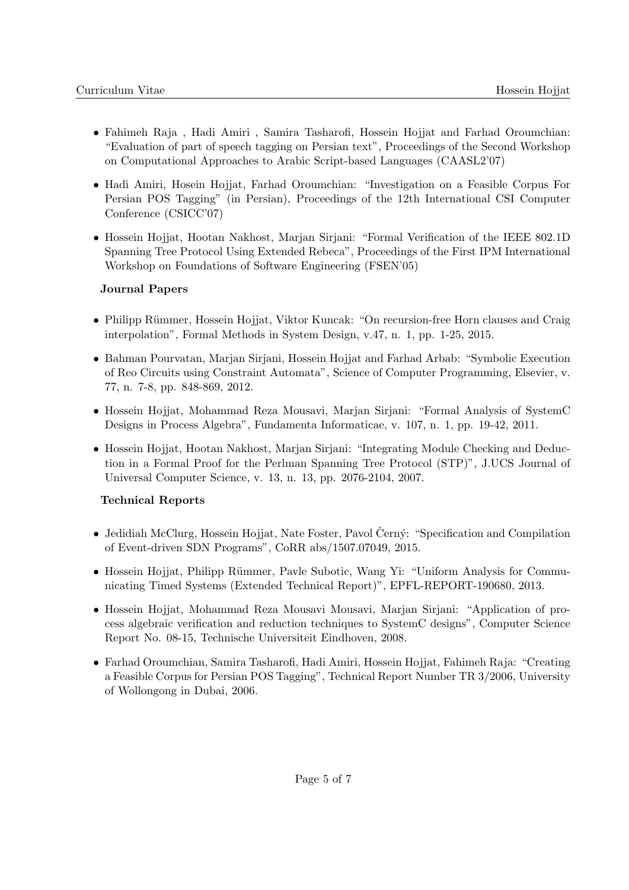- Fahimeh Raja , Hadi Amiri , Samira Tasharofi, Hossein Hojjat and Farhad Oroumchian: "Evaluation of part of speech tagging on Persian text", Proceedings of the Second Workshop on Computational Approaches to Arabic Script-based Languages (CAASL2'07)
- Hadi Amiri, Hosein Hojjat, Farhad Oroumchian: "Investigation on a Feasible Corpus For Persian POS Tagging" (in Persian), Proceedings of the 12th International CSI Computer Conference (CSICC'07)
- Hossein Hojjat, Hootan Nakhost, Marjan Sirjani: "Formal Verification of the IEEE 802.1D Spanning Tree Protocol Using Extended Rebeca", Proceedings of the First IPM International Workshop on Foundations of Software Engineering (FSEN'05)

**Journal Papers**

- Philipp Rümmer, Hossein Hojjat, Viktor Kuncak: "On recursion-free Horn clauses and Craig interpolation", Formal Methods in System Design, v.47, n. 1, pp. 1-25, 2015.
- Bahman Pourvatan, Marjan Sirjani, Hossein Hojjat and Farhad Arbab: "Symbolic Execution of Reo Circuits using Constraint Automata", Science of Computer Programming, Elsevier, v. 77, n. 7-8, pp. 848-869, 2012.
- Hossein Hojjat, Mohammad Reza Mousavi, Marjan Sirjani: "Formal Analysis of SystemC Designs in Process Algebra", Fundamenta Informaticae, v. 107, n. 1, pp. 19-42, 2011.
- Hossein Hojjat, Hootan Nakhost, Marjan Sirjani: "Integrating Module Checking and Deduction in a Formal Proof for the Perlman Spanning Tree Protocol (STP)", J.UCS Journal of Universal Computer Science, v. 13, n. 13, pp. 2076-2104, 2007.

**Technical Reports**

- Jedidiah McClurg, Hossein Hojjat, Nate Foster, Pavol Černý: "Specification and Compilation of Event-driven SDN Programs", CoRR abs/1507.07049, 2015.
- Hossein Hojjat, Philipp Rümmer, Pavle Subotic, Wang Yi: "Uniform Analysis for Communicating Timed Systems (Extended Technical Report)", EPFL-REPORT-190680, 2013.
- Hossein Hojjat, Mohammad Reza Mousavi Mousavi, Marjan Sirjani: "Application of process algebraic verification and reduction techniques to SystemC designs", Computer Science Report No. 08-15, Technische Universiteit Eindhoven, 2008.
- Farhad Oroumchian, Samira Tasharofi, Hadi Amiri, Hossein Hojjat, Fahimeh Raja: "Creating a Feasible Corpus for Persian POS Tagging", Technical Report Number TR 3/2006, University of Wollongong in Dubai, 2006.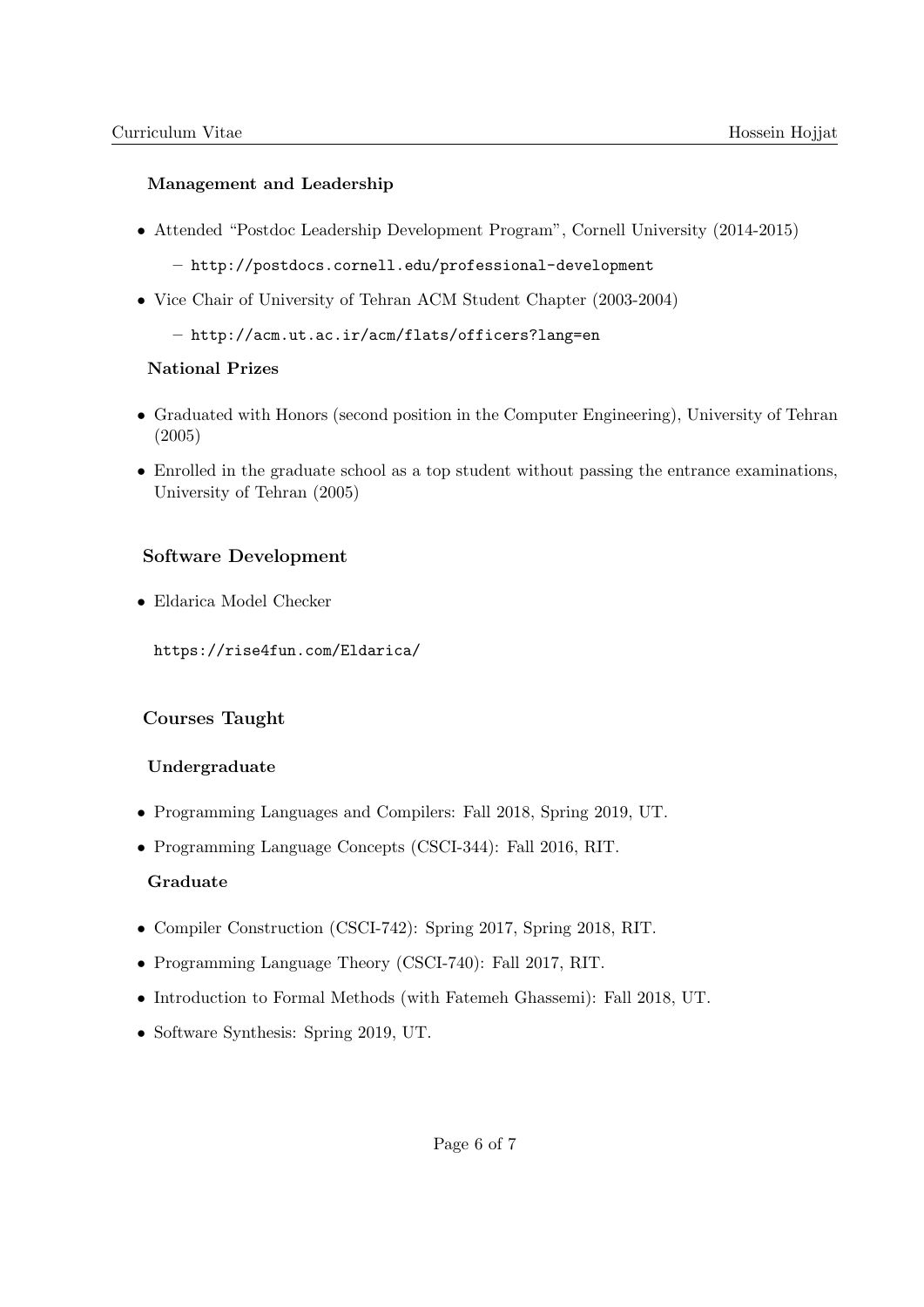### Management and Leadership

- Attended "Postdoc Leadership Development Program", Cornell University (2014-2015)
  - http://postdocs.cornell.edu/professional-development
- Vice Chair of University of Tehran ACM Student Chapter (2003-2004)
  - http://acm.ut.ac.ir/acm/flats/officers?lang=en

### National Prizes

- Graduated with Honors (second position in the Computer Engineering), University of Tehran (2005)
- Enrolled in the graduate school as a top student without passing the entrance examinations, University of Tehran (2005)

## Software Development

- Eldarica Model Checker

  https://rise4fun.com/Eldarica/

## Courses Taught

### Undergraduate

- Programming Languages and Compilers: Fall 2018, Spring 2019, UT.
- Programming Language Concepts (CSCI-344): Fall 2016, RIT.

### Graduate

- Compiler Construction (CSCI-742): Spring 2017, Spring 2018, RIT.
- Programming Language Theory (CSCI-740): Fall 2017, RIT.
- Introduction to Formal Methods (with Fatemeh Ghassemi): Fall 2018, UT.
- Software Synthesis: Spring 2019, UT.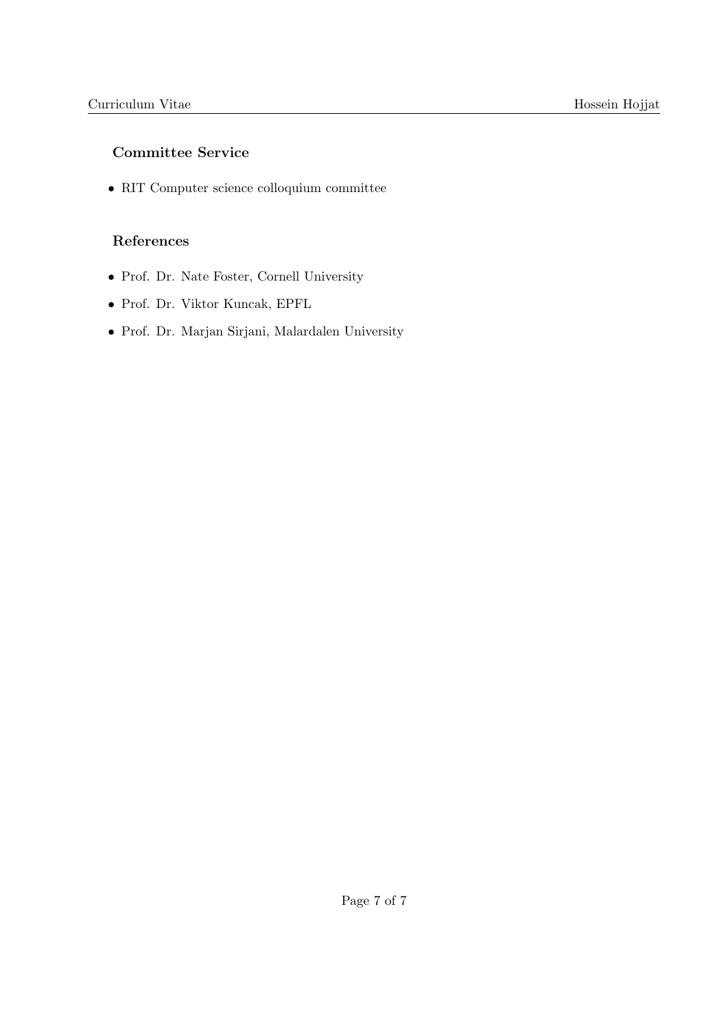### Committee Service

- RIT Computer science colloquium committee

### References

- Prof. Dr. Nate Foster, Cornell University
- Prof. Dr. Viktor Kuncak, EPFL
- Prof. Dr. Marjan Sirjani, Malardalen University